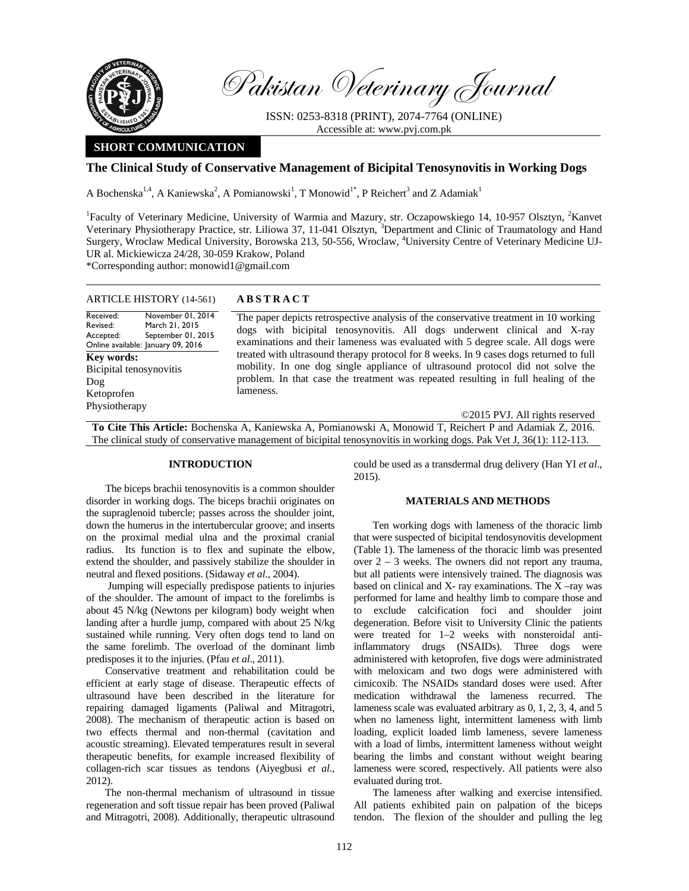# Pakistan Veterinary Journal

ISSN: 0253-8318 (PRINT), 2074-7764 (ONLINE)
Accessible at: www.pvj.com.pk

**SHORT COMMUNICATION**

## The Clinical Study of Conservative Management of Bicipital Tenosynovitis in Working Dogs

A Bochenska[1,4], A Kaniewska[2], A Pomianowski[1], T Monowid[1*], P Reichert[3] and Z Adamiak[1]

[1]Faculty of Veterinary Medicine, University of Warmia and Mazury, str. Oczapowskiego 14, 10-957 Olsztyn, [2]Kanvet Veterinary Physiotherapy Practice, str. Liliowa 37, 11-041 Olsztyn, [3]Department and Clinic of Traumatology and Hand Surgery, Wroclaw Medical University, Borowska 213, 50-556, Wroclaw, [4]University Centre of Veterinary Medicine UJ-UR al. Mickiewicza 24/28, 30-059 Krakow, Poland
*Corresponding author: monowid1@gmail.com

**ARTICLE HISTORY** (14-561)

Received: November 01, 2014
Revised: March 21, 2015
Accepted: September 01, 2015
Online available: January 09, 2016

**Key words:**
Bicipital tenosynovitis
Dog
Ketoprofen
Physiotherapy

**ABSTRACT**

The paper depicts retrospective analysis of the conservative treatment in 10 working dogs with bicipital tenosynovitis. All dogs underwent clinical and X-ray examinations and their lameness was evaluated with 5 degree scale. All dogs were treated with ultrasound therapy protocol for 8 weeks. In 9 cases dogs returned to full mobility. In one dog single appliance of ultrasound protocol did not solve the problem. In that case the treatment was repeated resulting in full healing of the lameness.

©2015 PVJ. All rights reserved

**To Cite This Article:** Bochenska A, Kaniewska A, Pomianowski A, Monowid T, Reichert P and Adamiak Z, 2016. The clinical study of conservative management of bicipital tenosynovitis in working dogs. Pak Vet J, 36(1): 112-113.

### INTRODUCTION

The biceps brachii tenosynovitis is a common shoulder disorder in working dogs. The biceps brachii originates on the supraglenoid tubercle; passes across the shoulder joint, down the humerus in the intertubercular groove; and inserts on the proximal medial ulna and the proximal cranial radius. Its function is to flex and supinate the elbow, extend the shoulder, and passively stabilize the shoulder in neutral and flexed positions. (Sidaway *et al*., 2004).

Jumping will especially predispose patients to injuries of the shoulder. The amount of impact to the forelimbs is about 45 N/kg (Newtons per kilogram) body weight when landing after a hurdle jump, compared with about 25 N/kg sustained while running. Very often dogs tend to land on the same forelimb. The overload of the dominant limb predisposes it to the injuries. (Pfau *et al*., 2011).

Conservative treatment and rehabilitation could be efficient at early stage of disease. Therapeutic effects of ultrasound have been described in the literature for repairing damaged ligaments (Paliwal and Mitragotri, 2008). The mechanism of therapeutic action is based on two effects thermal and non-thermal (cavitation and acoustic streaming). Elevated temperatures result in several therapeutic benefits, for example increased flexibility of collagen-rich scar tissues as tendons (Aiyegbusi *et al*., 2012).

The non-thermal mechanism of ultrasound in tissue regeneration and soft tissue repair has been proved (Paliwal and Mitragotri, 2008). Additionally, therapeutic ultrasound could be used as a transdermal drug delivery (Han YI *et al*., 2015).

### MATERIALS AND METHODS

Ten working dogs with lameness of the thoracic limb that were suspected of bicipital tendosynovitis development (Table 1). The lameness of the thoracic limb was presented over 2 – 3 weeks. The owners did not report any trauma, but all patients were intensively trained. The diagnosis was based on clinical and X- ray examinations. The X –ray was performed for lame and healthy limb to compare those and to exclude calcification foci and shoulder joint degeneration. Before visit to University Clinic the patients were treated for 1–2 weeks with nonsteroidal anti-inflammatory drugs (NSAIDs). Three dogs were administered with ketoprofen, five dogs were administrated with meloxicam and two dogs were administered with cimicoxib. The NSAIDs standard doses were used. After medication withdrawal the lameness recurred. The lameness scale was evaluated arbitrary as 0, 1, 2, 3, 4, and 5 when no lameness light, intermittent lameness with limb loading, explicit loaded limb lameness, severe lameness with a load of limbs, intermittent lameness without weight bearing the limbs and constant without weight bearing lameness were scored, respectively. All patients were also evaluated during trot.

The lameness after walking and exercise intensified. All patients exhibited pain on palpation of the biceps tendon. The flexion of the shoulder and pulling the leg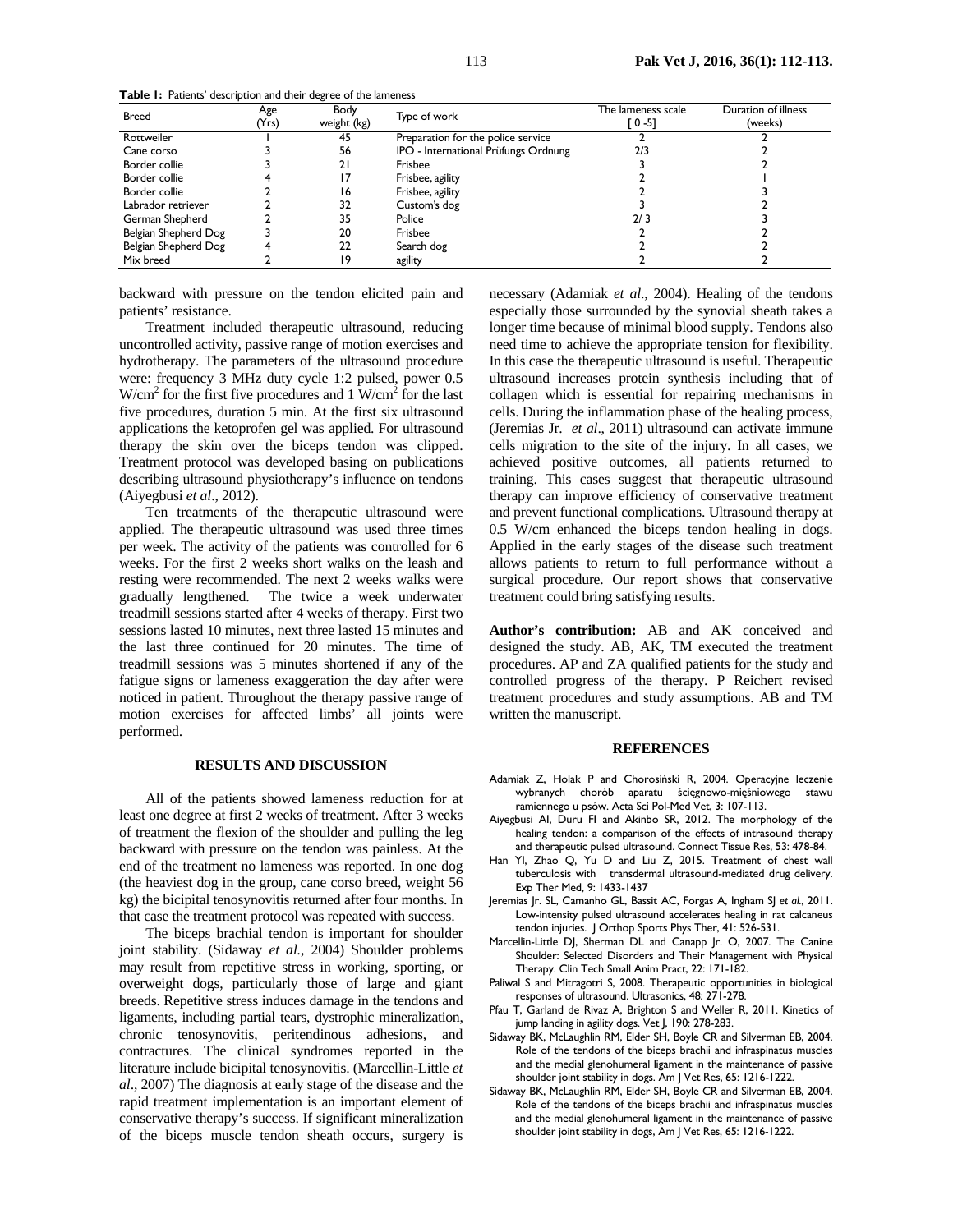**Table 1:** Patients' description and their degree of the lameness

| Breed | Age (Yrs) | Body weight (kg) | Type of work | The lameness scale [ 0 -5] | Duration of illness (weeks) |
|---|---|---|---|---|---|
| Rottweiler | 1 | 45 | Preparation for the police service | 2 | 2 |
| Cane corso | 3 | 56 | IPO - International Prüfungs Ordnung | 2/3 | 2 |
| Border collie | 3 | 21 | Frisbee | 3 | 2 |
| Border collie | 4 | 17 | Frisbee, agility | 2 | 1 |
| Border collie | 2 | 16 | Frisbee, agility | 2 | 3 |
| Labrador retriever | 2 | 32 | Custom's dog | 3 | 2 |
| German Shepherd | 2 | 35 | Police | 2/ 3 | 3 |
| Belgian Shepherd Dog | 3 | 20 | Frisbee | 2 | 2 |
| Belgian Shepherd Dog | 4 | 22 | Search dog | 2 | 2 |
| Mix breed | 2 | 19 | agility | 2 | 2 |

backward with pressure on the tendon elicited pain and patients' resistance.

Treatment included therapeutic ultrasound, reducing uncontrolled activity, passive range of motion exercises and hydrotherapy. The parameters of the ultrasound procedure were: frequency 3 MHz duty cycle 1:2 pulsed, power 0.5 $W/cm^2$ for the first five procedures and 1 $W/cm^2$ for the last five procedures, duration 5 min. At the first six ultrasound applications the ketoprofen gel was applied. For ultrasound therapy the skin over the biceps tendon was clipped. Treatment protocol was developed basing on publications describing ultrasound physiotherapy's influence on tendons (Aiyegbusi *et al*., 2012).

Ten treatments of the therapeutic ultrasound were applied. The therapeutic ultrasound was used three times per week. The activity of the patients was controlled for 6 weeks. For the first 2 weeks short walks on the leash and resting were recommended. The next 2 weeks walks were gradually lengthened. The twice a week underwater treadmill sessions started after 4 weeks of therapy. First two sessions lasted 10 minutes, next three lasted 15 minutes and the last three continued for 20 minutes. The time of treadmill sessions was 5 minutes shortened if any of the fatigue signs or lameness exaggeration the day after were noticed in patient. Throughout the therapy passive range of motion exercises for affected limbs' all joints were performed.

## RESULTS AND DISCUSSION

All of the patients showed lameness reduction for at least one degree at first 2 weeks of treatment. After 3 weeks of treatment the flexion of the shoulder and pulling the leg backward with pressure on the tendon was painless. At the end of the treatment no lameness was reported. In one dog (the heaviest dog in the group, cane corso breed, weight 56 kg) the bicipital tenosynovitis returned after four months. In that case the treatment protocol was repeated with success.

The biceps brachial tendon is important for shoulder joint stability. (Sidaway *et al.*, 2004) Shoulder problems may result from repetitive stress in working, sporting, or overweight dogs, particularly those of large and giant breeds. Repetitive stress induces damage in the tendons and ligaments, including partial tears, dystrophic mineralization, chronic tenosynovitis, peritendinous adhesions, and contractures. The clinical syndromes reported in the literature include bicipital tenosynovitis. (Marcellin-Little *et al*., 2007) The diagnosis at early stage of the disease and the rapid treatment implementation is an important element of conservative therapy's success. If significant mineralization of the biceps muscle tendon sheath occurs, surgery is necessary (Adamiak *et al*., 2004). Healing of the tendons especially those surrounded by the synovial sheath takes a longer time because of minimal blood supply. Tendons also need time to achieve the appropriate tension for flexibility. In this case the therapeutic ultrasound is useful. Therapeutic ultrasound increases protein synthesis including that of collagen which is essential for repairing mechanisms in cells. During the inflammation phase of the healing process, (Jeremias Jr. *et al*., 2011) ultrasound can activate immune cells migration to the site of the injury. In all cases, we achieved positive outcomes, all patients returned to training. This cases suggest that therapeutic ultrasound therapy can improve efficiency of conservative treatment and prevent functional complications. Ultrasound therapy at 0.5 W/cm enhanced the biceps tendon healing in dogs. Applied in the early stages of the disease such treatment allows patients to return to full performance without a surgical procedure. Our report shows that conservative treatment could bring satisfying results.

**Author's contribution:** AB and AK conceived and designed the study. AB, AK, TM executed the treatment procedures. AP and ZA qualified patients for the study and controlled progress of the therapy. P Reichert revised treatment procedures and study assumptions. AB and TM written the manuscript.

## REFERENCES

Adamiak Z, Holak P and Chorosiński R, 2004. Operacyjne leczenie wybranych chorób aparatu ścięgnowo-mięśniowego stawu ramiennego u psów. Acta Sci Pol-Med Vet, 3: 107-113.

Aiyegbusi AI, Duru FI and Akinbo SR, 2012. The morphology of the healing tendon: a comparison of the effects of intrasound therapy and therapeutic pulsed ultrasound. Connect Tissue Res, 53: 478-84.

Han YI, Zhao Q, Yu D and Liu Z, 2015. Treatment of chest wall tuberculosis with transdermal ultrasound-mediated drug delivery. Exp Ther Med, 9: 1433-1437

Jeremias Jr. SL, Camanho GL, Bassit AC, Forgas A, Ingham SJ *et al*., 2011. Low-intensity pulsed ultrasound accelerates healing in rat calcaneus tendon injuries. J Orthop Sports Phys Ther, 41: 526-531.

Marcellin-Little DJ, Sherman DL and Canapp Jr. O, 2007. The Canine Shoulder: Selected Disorders and Their Management with Physical Therapy. Clin Tech Small Anim Pract, 22: 171-182.

Paliwal S and Mitragotri S, 2008. Therapeutic opportunities in biological responses of ultrasound. Ultrasonics, 48: 271-278.

Pfau T, Garland de Rivaz A, Brighton S and Weller R, 2011. Kinetics of jump landing in agility dogs. Vet J, 190: 278-283.

Sidaway BK, McLaughlin RM, Elder SH, Boyle CR and Silverman EB, 2004. Role of the tendons of the biceps brachii and infraspinatus muscles and the medial glenohumeral ligament in the maintenance of passive shoulder joint stability in dogs. Am J Vet Res, 65: 1216-1222.

Sidaway BK, McLaughlin RM, Elder SH, Boyle CR and Silverman EB, 2004. Role of the tendons of the biceps brachii and infraspinatus muscles and the medial glenohumeral ligament in the maintenance of passive shoulder joint stability in dogs, Am J Vet Res, 65: 1216-1222.